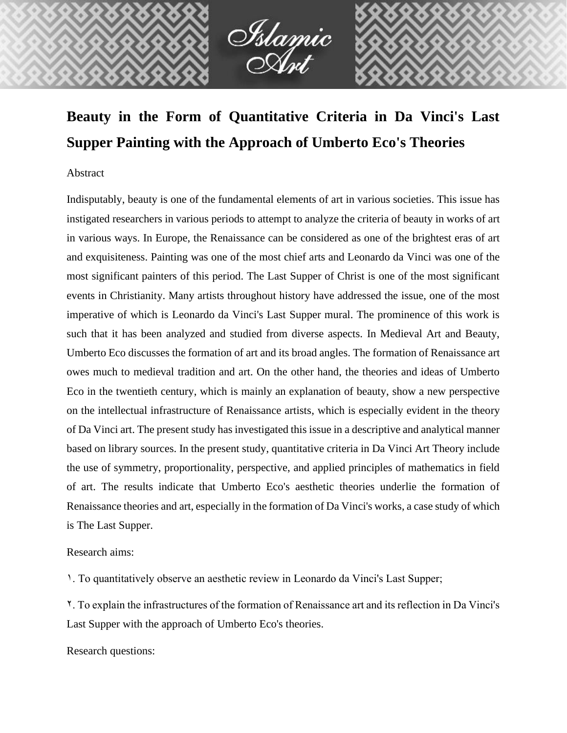# Beauty in the Form of Quantitative Criteria in Da Vinci's Last Supper Painting with the Approach of Umberto Eco's Theories

Abstract

Indisputably, beauty is one of the fundamental elements of art in various societies. This issue has instigated researchers in various periods to attempt to analyze the criteria of beauty in works of art in various ways. In Europe, the Renaissance can be considered as one of the brightest eras of art and exquisiteness. Painting was one of the most chief arts and Leonardo da Vinci was one of the most significant painters of this period. The Last Supper of Christ is one of the most significant events in Christianity. Many artists throughout history have addressed the issue, one of the most imperative of which is Leonardo da Vinci's Last Supper mural. The prominence of this work is such that it has been analyzed and studied from diverse aspects. In Medieval Art and Beauty, Umberto Eco discusses the formation of art and its broad angles. The formation of Renaissance art owes much to medieval tradition and art. On the other hand, the theories and ideas of Umberto Eco in the twentieth century, which is mainly an explanation of beauty, show a new perspective on the intellectual infrastructure of Renaissance artists, which is especially evident in the theory of Da Vinci art. The present study has investigated this issue in a descriptive and analytical manner based on library sources. In the present study, quantitative criteria in Da Vinci Art Theory include the use of symmetry, proportionality, perspective, and applied principles of mathematics in field of art. The results indicate that Umberto Eco's aesthetic theories underlie the formation of Renaissance theories and art, especially in the formation of Da Vinci's works, a case study of which is The Last Supper.

Research aims:

١. To quantitatively observe an aesthetic review in Leonardo da Vinci's Last Supper;

٢. To explain the infrastructures of the formation of Renaissance art and its reflection in Da Vinci's Last Supper with the approach of Umberto Eco's theories.

Research questions: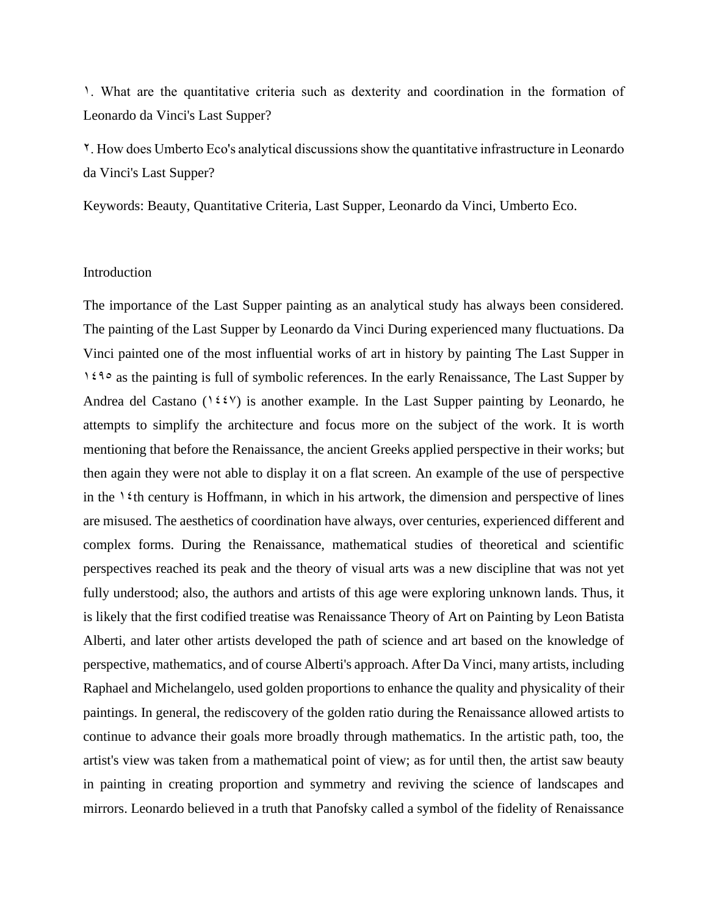١. What are the quantitative criteria such as dexterity and coordination in the formation of Leonardo da Vinci's Last Supper?

٢. How does Umberto Eco's analytical discussions show the quantitative infrastructure in Leonardo da Vinci's Last Supper?

Keywords: Beauty, Quantitative Criteria, Last Supper, Leonardo da Vinci, Umberto Eco.

## Introduction

The importance of the Last Supper painting as an analytical study has always been considered. The painting of the Last Supper by Leonardo da Vinci During experienced many fluctuations. Da Vinci painted one of the most influential works of art in history by painting The Last Supper in ١٤٩٥ as the painting is full of symbolic references. In the early Renaissance, The Last Supper by Andrea del Castano (١٤٤٧) is another example. In the Last Supper painting by Leonardo, he attempts to simplify the architecture and focus more on the subject of the work. It is worth mentioning that before the Renaissance, the ancient Greeks applied perspective in their works; but then again they were not able to display it on a flat screen. An example of the use of perspective in the ١٤th century is Hoffmann, in which in his artwork, the dimension and perspective of lines are misused. The aesthetics of coordination have always, over centuries, experienced different and complex forms. During the Renaissance, mathematical studies of theoretical and scientific perspectives reached its peak and the theory of visual arts was a new discipline that was not yet fully understood; also, the authors and artists of this age were exploring unknown lands. Thus, it is likely that the first codified treatise was Renaissance Theory of Art on Painting by Leon Batista Alberti, and later other artists developed the path of science and art based on the knowledge of perspective, mathematics, and of course Alberti's approach. After Da Vinci, many artists, including Raphael and Michelangelo, used golden proportions to enhance the quality and physicality of their paintings. In general, the rediscovery of the golden ratio during the Renaissance allowed artists to continue to advance their goals more broadly through mathematics. In the artistic path, too, the artist's view was taken from a mathematical point of view; as for until then, the artist saw beauty in painting in creating proportion and symmetry and reviving the science of landscapes and mirrors. Leonardo believed in a truth that Panofsky called a symbol of the fidelity of Renaissance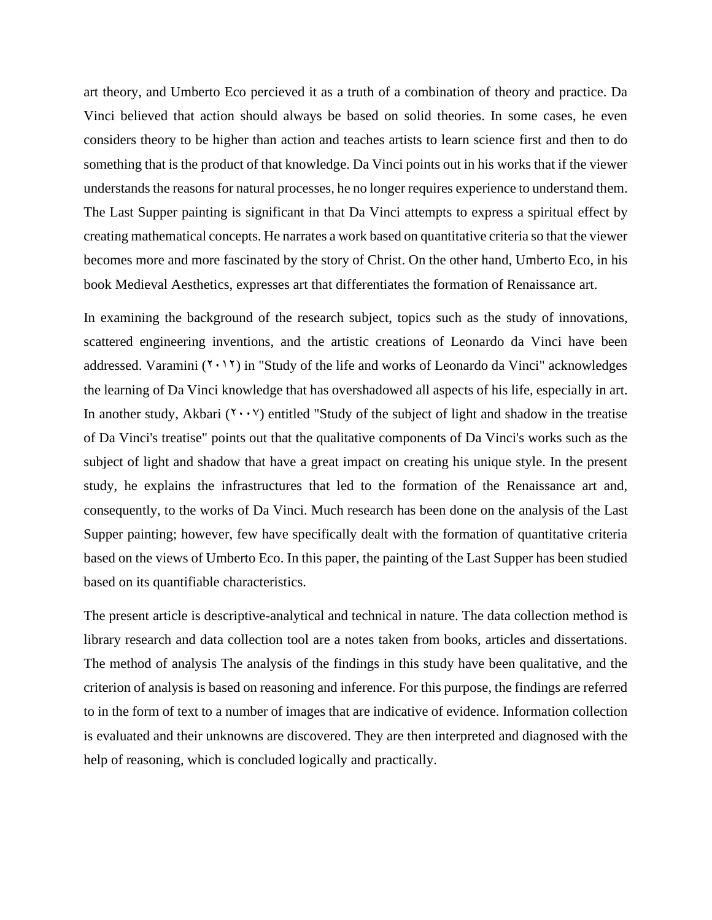art theory, and Umberto Eco percieved it as a truth of a combination of theory and practice. Da Vinci believed that action should always be based on solid theories. In some cases, he even considers theory to be higher than action and teaches artists to learn science first and then to do something that is the product of that knowledge. Da Vinci points out in his works that if the viewer understands the reasons for natural processes, he no longer requires experience to understand them. The Last Supper painting is significant in that Da Vinci attempts to express a spiritual effect by creating mathematical concepts. He narrates a work based on quantitative criteria so that the viewer becomes more and more fascinated by the story of Christ. On the other hand, Umberto Eco, in his book Medieval Aesthetics, expresses art that differentiates the formation of Renaissance art.

In examining the background of the research subject, topics such as the study of innovations, scattered engineering inventions, and the artistic creations of Leonardo da Vinci have been addressed. Varamini (۲۰۱۲) in "Study of the life and works of Leonardo da Vinci" acknowledges the learning of Da Vinci knowledge that has overshadowed all aspects of his life, especially in art. In another study, Akbari (۲۰۰۷) entitled "Study of the subject of light and shadow in the treatise of Da Vinci's treatise" points out that the qualitative components of Da Vinci's works such as the subject of light and shadow that have a great impact on creating his unique style. In the present study, he explains the infrastructures that led to the formation of the Renaissance art and, consequently, to the works of Da Vinci. Much research has been done on the analysis of the Last Supper painting; however, few have specifically dealt with the formation of quantitative criteria based on the views of Umberto Eco. In this paper, the painting of the Last Supper has been studied based on its quantifiable characteristics.

The present article is descriptive-analytical and technical in nature. The data collection method is library research and data collection tool are a notes taken from books, articles and dissertations. The method of analysis The analysis of the findings in this study have been qualitative, and the criterion of analysis is based on reasoning and inference. For this purpose, the findings are referred to in the form of text to a number of images that are indicative of evidence. Information collection is evaluated and their unknowns are discovered. They are then interpreted and diagnosed with the help of reasoning, which is concluded logically and practically.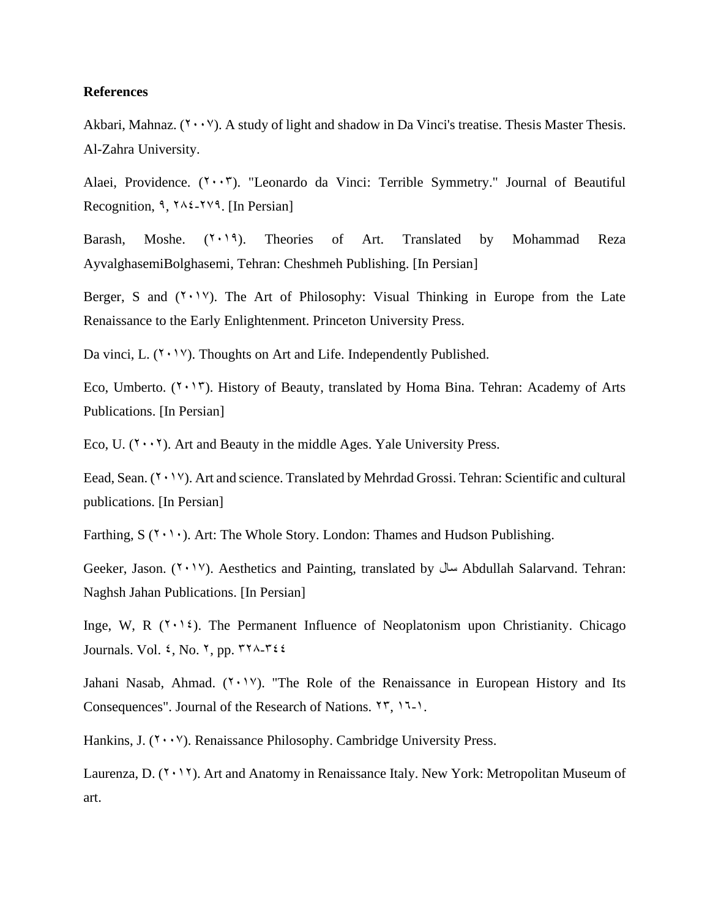**References**

Akbari, Mahnaz. (۲۰۰۷). A study of light and shadow in Da Vinci's treatise. Thesis Master Thesis. Al-Zahra University.

Alaei, Providence. (۲۰۰۳). "Leonardo da Vinci: Terrible Symmetry." Journal of Beautiful Recognition, ۹, ۲۸٤-۲۷۹. [In Persian]

Barash, Moshe. (۲۰۱۹). Theories of Art. Translated by Mohammad Reza AyvalghasemiBolghasemi, Tehran: Cheshmeh Publishing. [In Persian]

Berger, S and (۲۰۱۷). The Art of Philosophy: Visual Thinking in Europe from the Late Renaissance to the Early Enlightenment. Princeton University Press.

Da vinci, L. (۲۰۱۷). Thoughts on Art and Life. Independently Published.

Eco, Umberto. (۲۰۱۳). History of Beauty, translated by Homa Bina. Tehran: Academy of Arts Publications. [In Persian]

Eco, U. (۲۰۰۲). Art and Beauty in the middle Ages. Yale University Press.

Eead, Sean. (۲۰۱۷). Art and science. Translated by Mehrdad Grossi. Tehran: Scientific and cultural publications. [In Persian]

Farthing, S (۲۰۱۰). Art: The Whole Story. London: Thames and Hudson Publishing.

Geeker, Jason. (۲۰۱۷). Aesthetics and Painting, translated by سال Abdullah Salarvand. Tehran: Naghsh Jahan Publications. [In Persian]

Inge, W, R (۲۰۱٤). The Permanent Influence of Neoplatonism upon Christianity. Chicago Journals. Vol. ٤, No. ۲, pp. ۳۲۸-۳٤٤

Jahani Nasab, Ahmad. (۲۰۱۷). "The Role of the Renaissance in European History and Its Consequences". Journal of the Research of Nations. ۲۳, ۱٦-۱.

Hankins, J. (۲۰۰۷). Renaissance Philosophy. Cambridge University Press.

Laurenza, D. (۲۰۱۲). Art and Anatomy in Renaissance Italy. New York: Metropolitan Museum of art.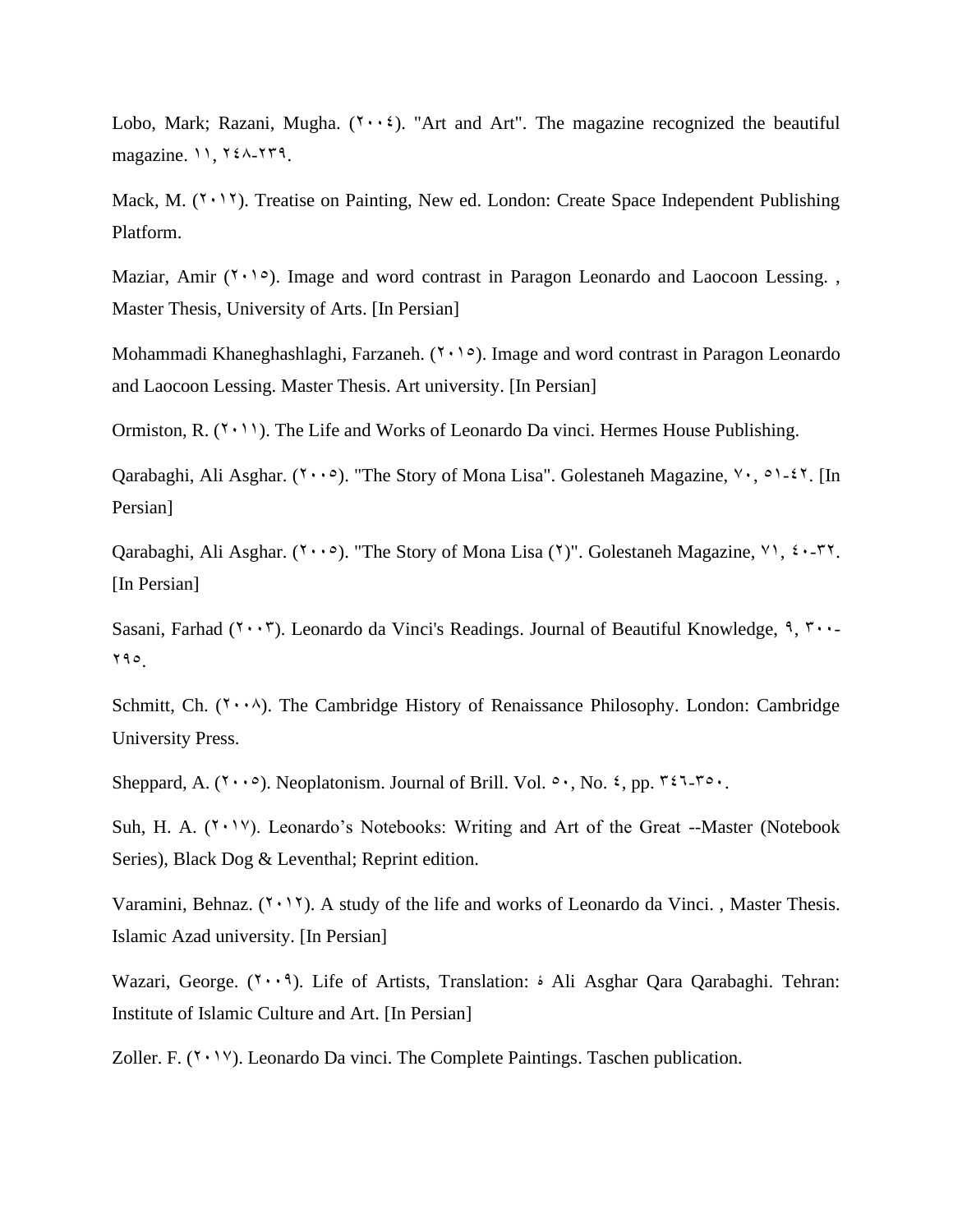Lobo, Mark; Razani, Mugha. (۲۰۰٤). "Art and Art". The magazine recognized the beautiful magazine. ۱۱, ۲٤۸-۲۳۹.

Mack, M. (۲۰۱۲). Treatise on Painting, New ed. London: Create Space Independent Publishing Platform.

Maziar, Amir (۲۰۱٥). Image and word contrast in Paragon Leonardo and Laocoon Lessing. , Master Thesis, University of Arts. [In Persian]

Mohammadi Khaneghashlaghi, Farzaneh. (۲۰۱٥). Image and word contrast in Paragon Leonardo and Laocoon Lessing. Master Thesis. Art university. [In Persian]

Ormiston, R. (۲۰۱۱). The Life and Works of Leonardo Da vinci. Hermes House Publishing.

Qarabaghi, Ali Asghar. (۲۰۰٥). "The Story of Mona Lisa". Golestaneh Magazine, ۷۰, ٥۱-٤۲. [In Persian]

Qarabaghi, Ali Asghar. (۲۰۰٥). "The Story of Mona Lisa (۲)". Golestaneh Magazine, ۷۱, ٤۰-۳۲. [In Persian]

Sasani, Farhad (۲۰۰۳). Leonardo da Vinci's Readings. Journal of Beautiful Knowledge, ۹, ۳۰۰-۲۹٥.

Schmitt, Ch. (۲۰۰۸). The Cambridge History of Renaissance Philosophy. London: Cambridge University Press.

Sheppard, A. (۲۰۰٥). Neoplatonism. Journal of Brill. Vol. ٥۰, No. ٤, pp. ۳٤٦-۳٥۰.

Suh, H. A. (۲۰۱۷). Leonardo’s Notebooks: Writing and Art of the Great --Master (Notebook Series), Black Dog & Leventhal; Reprint edition.

Varamini, Behnaz. (۲۰۱۲). A study of the life and works of Leonardo da Vinci. , Master Thesis. Islamic Azad university. [In Persian]

Wazari, George. (۲۰۰۹). Life of Artists, Translation: ، Ali Asghar Qara Qarabaghi. Tehran: Institute of Islamic Culture and Art. [In Persian]

Zoller. F. (۲۰۱۷). Leonardo Da vinci. The Complete Paintings. Taschen publication.